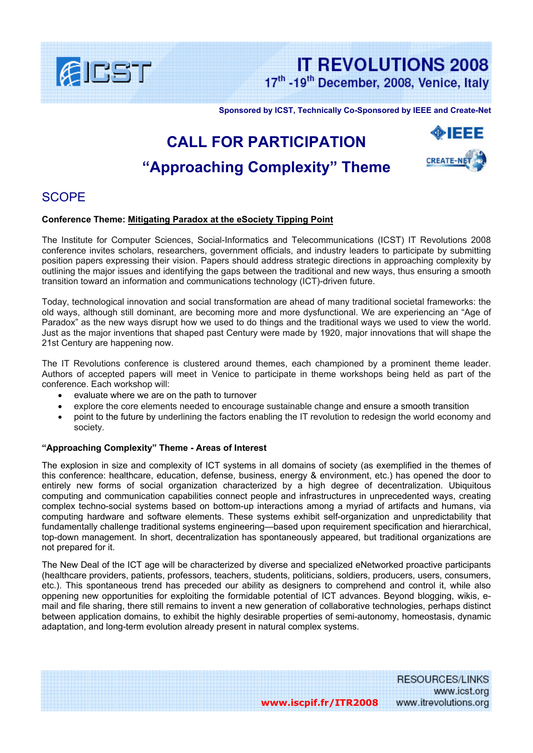IT REVOLUTIONS 2008

17th -19th December, 2008, Venice, Italy

**Sponsored by ICST, Technically Co-Sponsored by IEEE and Create-Net**

# CALL FOR PARTICIPATION

# "Approaching Complexity" Theme

## SCOPE

**Conference Theme: Mitigating Paradox at the eSociety Tipping Point**

The Institute for Computer Sciences, Social-Informatics and Telecommunications (ICST) IT Revolutions 2008 conference invites scholars, researchers, government officials, and industry leaders to participate by submitting position papers expressing their vision. Papers should address strategic directions in approaching complexity by outlining the major issues and identifying the gaps between the traditional and new ways, thus ensuring a smooth transition toward an information and communications technology (ICT)-driven future.

Today, technological innovation and social transformation are ahead of many traditional societal frameworks: the old ways, although still dominant, are becoming more and more dysfunctional. We are experiencing an "Age of Paradox" as the new ways disrupt how we used to do things and the traditional ways we used to view the world. Just as the major inventions that shaped past Century were made by 1920, major innovations that will shape the 21st Century are happening now.

The IT Revolutions conference is clustered around themes, each championed by a prominent theme leader. Authors of accepted papers will meet in Venice to participate in theme workshops being held as part of the conference. Each workshop will:

- evaluate where we are on the path to turnover
- explore the core elements needed to encourage sustainable change and ensure a smooth transition
- point to the future by underlining the factors enabling the IT revolution to redesign the world economy and society.

**"Approaching Complexity" Theme - Areas of Interest**

The explosion in size and complexity of ICT systems in all domains of society (as exemplified in the themes of this conference: healthcare, education, defense, business, energy & environment, etc.) has opened the door to entirely new forms of social organization characterized by a high degree of decentralization. Ubiquitous computing and communication capabilities connect people and infrastructures in unprecedented ways, creating complex techno-social systems based on bottom-up interactions among a myriad of artifacts and humans, via computing hardware and software elements. These systems exhibit self-organization and unpredictability that fundamentally challenge traditional systems engineering—based upon requirement specification and hierarchical, top-down management. In short, decentralization has spontaneously appeared, but traditional organizations are not prepared for it.

The New Deal of the ICT age will be characterized by diverse and specialized eNetworked proactive participants (healthcare providers, patients, professors, teachers, students, politicians, soldiers, producers, users, consumers, etc.). This spontaneous trend has preceded our ability as designers to comprehend and control it, while also oppening new opportunities for exploiting the formidable potential of ICT advances. Beyond blogging, wikis, e-mail and file sharing, there still remains to invent a new generation of collaborative technologies, perhaps distinct between application domains, to exhibit the highly desirable properties of semi-autonomy, homeostasis, dynamic adaptation, and long-term evolution already present in natural complex systems.

RESOURCES/LINKS
www.icst.org
www.itrevolutions.org
www.iscpif.fr/ITR2008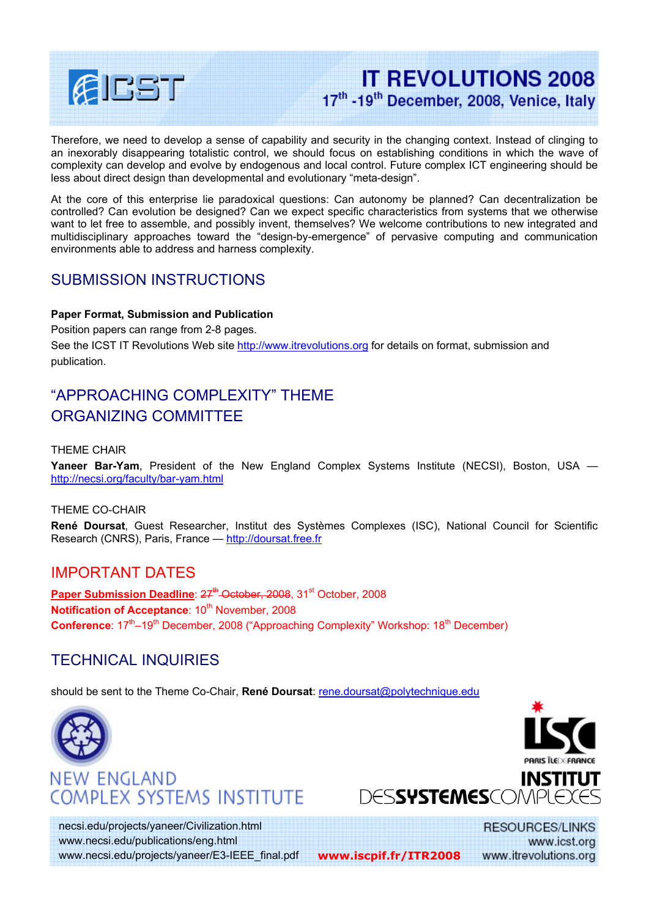Therefore, we need to develop a sense of capability and security in the changing context. Instead of clinging to an inexorably disappearing totalistic control, we should focus on establishing conditions in which the wave of complexity can develop and evolve by endogenous and local control. Future complex ICT engineering should be less about direct design than developmental and evolutionary "meta-design".

At the core of this enterprise lie paradoxical questions: Can autonomy be planned? Can decentralization be controlled? Can evolution be designed? Can we expect specific characteristics from systems that we otherwise want to let free to assemble, and possibly invent, themselves? We welcome contributions to new integrated and multidisciplinary approaches toward the "design-by-emergence" of pervasive computing and communication environments able to address and harness complexity.

## SUBMISSION INSTRUCTIONS

**Paper Format, Submission and Publication**

Position papers can range from 2-8 pages.

See the ICST IT Revolutions Web site http://www.itrevolutions.org for details on format, submission and publication.

## "APPROACHING COMPLEXITY" THEME ORGANIZING COMMITTEE

THEME CHAIR

**Yaneer Bar-Yam**, President of the New England Complex Systems Institute (NECSI), Boston, USA — http://necsi.org/faculty/bar-yam.html

THEME CO-CHAIR

**René Doursat**, Guest Researcher, Institut des Systèmes Complexes (ISC), National Council for Scientific Research (CNRS), Paris, France — http://doursat.free.fr

## IMPORTANT DATES

**Paper Submission Deadline**: ~~27th October, 2008~~, 31st October, 2008

**Notification of Acceptance**: 10th November, 2008

**Conference**: 17th–19th December, 2008 ("Approaching Complexity" Workshop: 18th December)

## TECHNICAL INQUIRIES

should be sent to the Theme Co-Chair, **René Doursat**: rene.doursat@polytechnique.edu

NEW ENGLAND COMPLEX SYSTEMS INSTITUTE

ISC PARIS ÎLE-DE-FRANCE INSTITUT DES SYSTEMES COMPLEXES

necsi.edu/projects/yaneer/Civilization.html
www.necsi.edu/publications/eng.html
www.necsi.edu/projects/yaneer/E3-IEEE_final.pdf

**www.iscpif.fr/ITR2008**

RESOURCES/LINKS
www.icst.org
www.itrevolutions.org